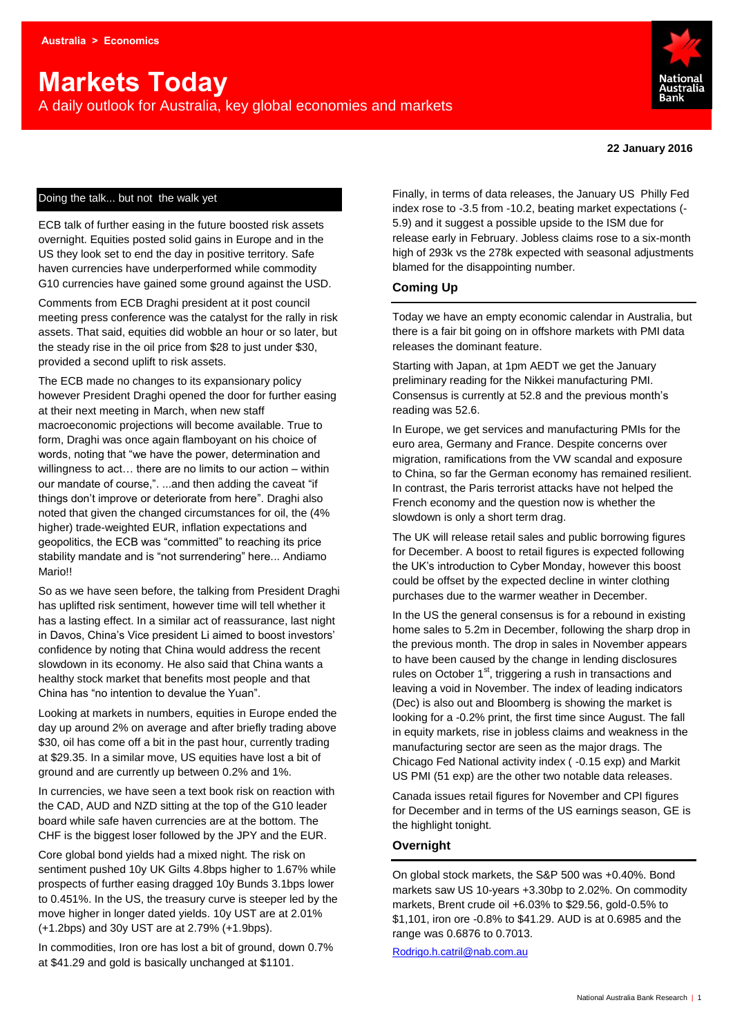Australia > Economics

# Markets Today

A daily outlook for Australia, key global economies and markets

**22 January 2016**

## Doing the talk... but not the walk yet

ECB talk of further easing in the future boosted risk assets overnight. Equities posted solid gains in Europe and in the US they look set to end the day in positive territory. Safe haven currencies have underperformed while commodity G10 currencies have gained some ground against the USD.

Comments from ECB Draghi president at it post council meeting press conference was the catalyst for the rally in risk assets. That said, equities did wobble an hour or so later, but the steady rise in the oil price from $28 to just under $30, provided a second uplift to risk assets.

The ECB made no changes to its expansionary policy however President Draghi opened the door for further easing at their next meeting in March, when new staff macroeconomic projections will become available. True to form, Draghi was once again flamboyant on his choice of words, noting that "we have the power, determination and willingness to act… there are no limits to our action – within our mandate of course,". ...and then adding the caveat "if things don't improve or deteriorate from here". Draghi also noted that given the changed circumstances for oil, the (4% higher) trade-weighted EUR, inflation expectations and geopolitics, the ECB was "committed" to reaching its price stability mandate and is "not surrendering" here... Andiamo Mario!!

So as we have seen before, the talking from President Draghi has uplifted risk sentiment, however time will tell whether it has a lasting effect. In a similar act of reassurance, last night in Davos, China's Vice president Li aimed to boost investors' confidence by noting that China would address the recent slowdown in its economy. He also said that China wants a healthy stock market that benefits most people and that China has "no intention to devalue the Yuan".

Looking at markets in numbers, equities in Europe ended the day up around 2% on average and after briefly trading above $30, oil has come off a bit in the past hour, currently trading at $29.35. In a similar move, US equities have lost a bit of ground and are currently up between 0.2% and 1%.

In currencies, we have seen a text book risk on reaction with the CAD, AUD and NZD sitting at the top of the G10 leader board while safe haven currencies are at the bottom. The CHF is the biggest loser followed by the JPY and the EUR.

Core global bond yields had a mixed night. The risk on sentiment pushed 10y UK Gilts 4.8bps higher to 1.67% while prospects of further easing dragged 10y Bunds 3.1bps lower to 0.451%. In the US, the treasury curve is steeper led by the move higher in longer dated yields. 10y UST are at 2.01% (+1.2bps) and 30y UST are at 2.79% (+1.9bps).

In commodities, Iron ore has lost a bit of ground, down 0.7% at $41.29 and gold is basically unchanged at $1101.

Finally, in terms of data releases, the January US Philly Fed index rose to -3.5 from -10.2, beating market expectations (-5.9) and it suggest a possible upside to the ISM due for release early in February. Jobless claims rose to a six-month high of 293k vs the 278k expected with seasonal adjustments blamed for the disappointing number.

## Coming Up

Today we have an empty economic calendar in Australia, but there is a fair bit going on in offshore markets with PMI data releases the dominant feature.

Starting with Japan, at 1pm AEDT we get the January preliminary reading for the Nikkei manufacturing PMI. Consensus is currently at 52.8 and the previous month's reading was 52.6.

In Europe, we get services and manufacturing PMIs for the euro area, Germany and France. Despite concerns over migration, ramifications from the VW scandal and exposure to China, so far the German economy has remained resilient. In contrast, the Paris terrorist attacks have not helped the French economy and the question now is whether the slowdown is only a short term drag.

The UK will release retail sales and public borrowing figures for December. A boost to retail figures is expected following the UK's introduction to Cyber Monday, however this boost could be offset by the expected decline in winter clothing purchases due to the warmer weather in December.

In the US the general consensus is for a rebound in existing home sales to 5.2m in December, following the sharp drop in the previous month. The drop in sales in November appears to have been caused by the change in lending disclosures rules on October 1st, triggering a rush in transactions and leaving a void in November. The index of leading indicators (Dec) is also out and Bloomberg is showing the market is looking for a -0.2% print, the first time since August. The fall in equity markets, rise in jobless claims and weakness in the manufacturing sector are seen as the major drags. The Chicago Fed National activity index ( -0.15 exp) and Markit US PMI (51 exp) are the other two notable data releases.

Canada issues retail figures for November and CPI figures for December and in terms of the US earnings season, GE is the highlight tonight.

## Overnight

On global stock markets, the S&P 500 was +0.40%. Bond markets saw US 10-years +3.30bp to 2.02%. On commodity markets, Brent crude oil +6.03% to $29.56, gold-0.5% to $1,101, iron ore -0.8% to $41.29. AUD is at 0.6985 and the range was 0.6876 to 0.7013.

Rodrigo.h.catril@nab.com.au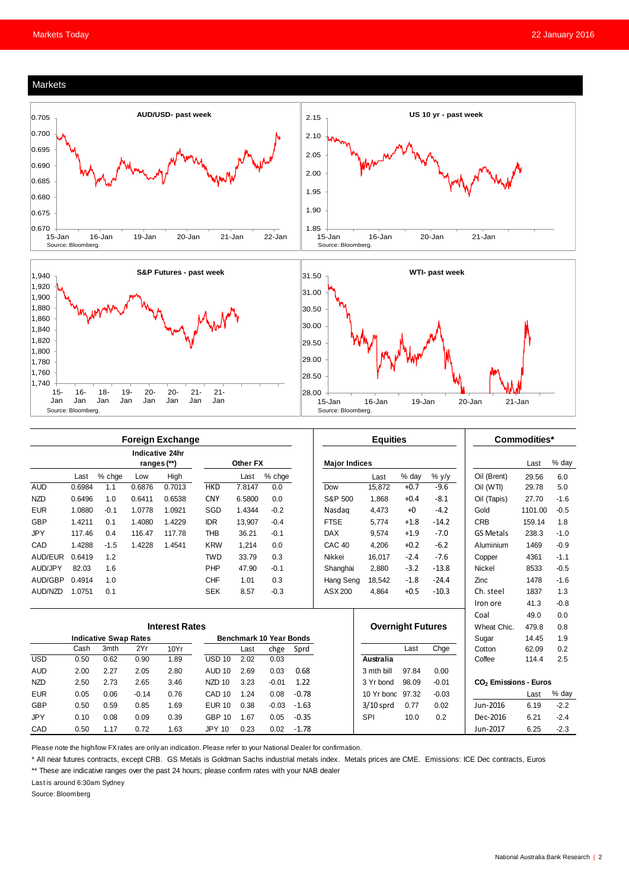## Markets

**AUD/USD- past week**

Source: Bloomberg.

**US 10 yr - past week**

Source: Bloomberg.

**S&P Futures - past week**

Source: Bloomberg.

**WTI- past week**

Source: Bloomberg.

### Foreign Exchange

| | Last | % chge | Indicative 24hr ranges (**) Low | High | Other FX | Last | % chge |
|---|---|---|---|---|---|---|---|
| AUD | 0.6984 | 1.1 | 0.6876 | 0.7013 | HKD | 7.8147 | 0.0 |
| NZD | 0.6496 | 1.0 | 0.6411 | 0.6538 | CNY | 6.5800 | 0.0 |
| EUR | 1.0880 | -0.1 | 1.0778 | 1.0921 | SGD | 1.4344 | -0.2 |
| GBP | 1.4211 | 0.1 | 1.4080 | 1.4229 | IDR | 13,907 | -0.4 |
| JPY | 117.46 | 0.4 | 116.47 | 117.78 | THB | 36.21 | -0.1 |
| CAD | 1.4288 | -1.5 | 1.4228 | 1.4541 | KRW | 1,214 | 0.0 |
| AUD/EUR | 0.6419 | 1.2 | | | TWD | 33.79 | 0.3 |
| AUD/JPY | 82.03 | 1.6 | | | PHP | 47.90 | -0.1 |
| AUD/GBP | 0.4914 | 1.0 | | | CHF | 1.01 | 0.3 |
| AUD/NZD | 1.0751 | 0.1 | | | SEK | 8.57 | -0.3 |

### Equities

| Major Indices | Last | % day | % y/y |
|---|---|---|---|
| Dow | 15,872 | +0.7 | -9.6 |
| S&P 500 | 1,868 | +0.4 | -8.1 |
| Nasdaq | 4,473 | +0 | -4.2 |
| FTSE | 5,774 | +1.8 | -14.2 |
| DAX | 9,574 | +1.9 | -7.0 |
| CAC 40 | 4,206 | +0.2 | -6.2 |
| Nikkei | 16,017 | -2.4 | -7.6 |
| Shanghai | 2,880 | -3.2 | -13.8 |
| Hang Seng | 18,542 | -1.8 | -24.4 |
| ASX 200 | 4,864 | +0.5 | -10.3 |

### Commodities*

| | Last | % day |
|---|---|---|
| Oil (Brent) | 29.56 | 6.0 |
| Oil (WTI) | 29.78 | 5.0 |
| Oil (Tapis) | 27.70 | -1.6 |
| Gold | 1101.00 | -0.5 |
| CRB | 159.14 | 1.8 |
| GS Metals | 238.3 | -1.0 |
| Aluminium | 1469 | -0.9 |
| Copper | 4361 | -1.1 |
| Nickel | 8533 | -0.5 |
| Zinc | 1478 | -1.6 |
| Ch. steel | 1837 | 1.3 |
| Iron ore | 41.3 | -0.8 |
| Coal | 49.0 | 0.0 |
| Wheat Chic. | 479.8 | 0.8 |
| Sugar | 14.45 | 1.9 |
| Cotton | 62.09 | 0.2 |
| Coffee | 114.4 | 2.5 |

### Interest Rates

| Indicative Swap Rates | Cash | 3mth | 2Yr | 10Yr | Benchmark 10 Year Bonds | Last | chge | Sprd |
|---|---|---|---|---|---|---|---|---|
| USD | 0.50 | 0.62 | 0.90 | 1.89 | USD 10 | 2.02 | 0.03 | |
| AUD | 2.00 | 2.27 | 2.05 | 2.80 | AUD 10 | 2.69 | 0.03 | 0.68 |
| NZD | 2.50 | 2.73 | 2.65 | 3.46 | NZD 10 | 3.23 | -0.01 | 1.22 |
| EUR | 0.05 | 0.06 | -0.14 | 0.76 | CAD 10 | 1.24 | 0.08 | -0.78 |
| GBP | 0.50 | 0.59 | 0.85 | 1.69 | EUR 10 | 0.38 | -0.03 | -1.63 |
| JPY | 0.10 | 0.08 | 0.09 | 0.39 | GBP 10 | 1.67 | 0.05 | -0.35 |
| CAD | 0.50 | 1.17 | 0.72 | 1.63 | JPY 10 | 0.23 | 0.02 | -1.78 |

### Overnight Futures

| | Last | Chge |
|---|---|---|
| **Australia** | | |
| 3 mth bill | 97.84 | 0.00 |
| 3 Yr bond | 98.09 | -0.01 |
| 10 Yr bond | 97.32 | -0.03 |
| 3/10 sprd | 0.77 | 0.02 |
| SPI | 10.0 | 0.2 |

### $CO_2$ Emissions - Euros

| | Last | % day |
|---|---|---|
| Jun-2016 | 6.19 | -2.2 |
| Dec-2016 | 6.21 | -2.4 |
| Jun-2017 | 6.25 | -2.3 |

Please note the high/low FX rates are only an indication. Please refer to your National Dealer for confirmation.

* All near futures contracts, except CRB. GS Metals is Goldman Sachs industrial metals index. Metals prices are CME. Emissions: ICE Dec contracts, Euros

** These are indicative ranges over the past 24 hours; please confirm rates with your NAB dealer

Last is around 6:30am Sydney

Source: Bloomberg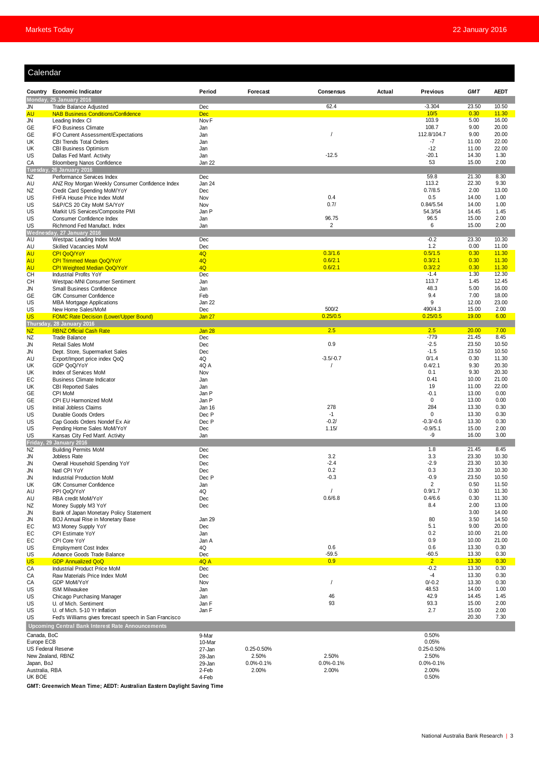## Calendar

| Country | Economic Indicator | Period | Forecast | Consensus | Actual | Previous | GMT | AEDT |
|---|---|---|---|---|---|---|---|---|
| **Monday, 25 January 2016** | | | | | | | | |
| JN | Trade Balance Adjusted | Dec | | 62.4 | | -3.304 | 23.50 | 10.50 |
| AU | NAB Business Conditions/Confidence | Dec | | | | 10/5 | 0.30 | 11.30 |
| JN | Leading Index CI | Nov F | | | | 103.9 | 5.00 | 16.00 |
| GE | IFO Business Climate | Jan | | | | 108.7 | 9.00 | 20.00 |
| GE | IFO Current Assessment/Expectations | Jan | | / | | 112.8/104.7 | 9.00 | 20.00 |
| UK | CBI Trends Total Orders | Jan | | | | -7 | 11.00 | 22.00 |
| UK | CBI Business Optimism | Jan | | | | -12 | 11.00 | 22.00 |
| US | Dallas Fed Manf. Activity | Jan | | -12.5 | | -20.1 | 14.30 | 1.30 |
| CA | Bloomberg Nanos Confidence | Jan 22 | | | | 53 | 15.00 | 2.00 |
| **Tuesday, 26 January 2016** | | | | | | | | |
| NZ | Performance Services Index | Dec | | | | 59.8 | 21.30 | 8.30 |
| AU | ANZ Roy Morgan Weekly Consumer Confidence Index | Jan 24 | | | | 113.2 | 22.30 | 9.30 |
| NZ | Credit Card Spending MoM/YoY | Dec | | | | 0.7/8.5 | 2.00 | 13.00 |
| US | FHFA House Price Index MoM | Nov | | 0.4 | | 0.5 | 14.00 | 1.00 |
| US | S&P/CS 20 City MoM SA/YoY | Nov | | 0.7/ | | 0.84/5.54 | 14.00 | 1.00 |
| US | Markit US Services/Composite PMI | Jan P | | | | 54.3/54 | 14.45 | 1.45 |
| US | Consumer Confidence Index | Jan | | 96.75 | | 96.5 | 15.00 | 2.00 |
| US | Richmond Fed Manufact. Index | Jan | | 2 | | 6 | 15.00 | 2.00 |
| **Wednesday, 27 January 2016** | | | | | | | | |
| AU | Westpac Leading Index MoM | Dec | | | | -0.2 | 23.30 | 10.30 |
| AU | Skilled Vacancies MoM | Dec | | | | 1.2 | 0.00 | 11.00 |
| AU | CPI QoQ/YoY | 4Q | | 0.3/1.6 | | 0.5/1.5 | 0.30 | 11.30 |
| AU | CPI Trimmed Mean QoQ/YoY | 4Q | | 0.6/2.1 | | 0.3/2.1 | 0.30 | 11.30 |
| AU | CPI Weighted Median QoQ/YoY | 4Q | | 0.6/2.1 | | 0.3/2.2 | 0.30 | 11.30 |
| CH | Industrial Profits YoY | Dec | | | | -1.4 | 1.30 | 12.30 |
| CH | Westpac-MNI Consumer Sentiment | Jan | | | | 113.7 | 1.45 | 12.45 |
| JN | Small Business Confidence | Jan | | | | 48.3 | 5.00 | 16.00 |
| GE | GfK Consumer Confidence | Feb | | | | 9.4 | 7.00 | 18.00 |
| US | MBA Mortgage Applications | Jan 22 | | | | 9 | 12.00 | 23.00 |
| US | New Home Sales/MoM | Dec | | 500/2 | | 490/4.3 | 15.00 | 2.00 |
| US | FOMC Rate Decision (Lower/Upper Bound) | Jan 27 | | 0.25/0.5 | | 0.25/0.5 | 19.00 | 6.00 |
| **Thursday, 28 January 2016** | | | | | | | | |
| NZ | RBNZ Official Cash Rate | Jan 28 | | 2.5 | | 2.5 | 20.00 | 7.00 |
| NZ | Trade Balance | Dec | | | | -779 | 21.45 | 8.45 |
| JN | Retail Sales MoM | Dec | | 0.9 | | -2.5 | 23.50 | 10.50 |
| JN | Dept. Store, Supermarket Sales | Dec | | | | -1.5 | 23.50 | 10.50 |
| AU | Export/Import price index QoQ | 4Q | | -3.5/-0.7 | | 0/1.4 | 0.30 | 11.30 |
| UK | GDP QoQ/YoY | 4Q A | | / | | 0.4/2.1 | 9.30 | 20.30 |
| UK | Index of Services MoM | Nov | | | | 0.1 | 9.30 | 20.30 |
| EC | Business Climate Indicator | Jan | | | | 0.41 | 10.00 | 21.00 |
| UK | CBI Reported Sales | Jan | | | | 19 | 11.00 | 22.00 |
| GE | CPI MoM | Jan P | | | | -0.1 | 13.00 | 0.00 |
| GE | CPI EU Harmonized MoM | Jan P | | | | 0 | 13.00 | 0.00 |
| US | Initial Jobless Claims | Jan 16 | | 278 | | 284 | 13.30 | 0.30 |
| US | Durable Goods Orders | Dec P | | -1 | | 0 | 13.30 | 0.30 |
| US | Cap Goods Orders Nondef Ex Air | Dec P | | -0.2/ | | -0.3/-0.6 | 13.30 | 0.30 |
| US | Pending Home Sales MoM/YoY | Dec | | 1.15/ | | -0.9/5.1 | 15.00 | 2.00 |
| US | Kansas City Fed Manf. Activity | Jan | | | | -9 | 16.00 | 3.00 |
| **Friday, 29 January 2016** | | | | | | | | |
| NZ | Building Permits MoM | Dec | | | | 1.8 | 21.45 | 8.45 |
| JN | Jobless Rate | Dec | | 3.2 | | 3.3 | 23.30 | 10.30 |
| JN | Overall Household Spending YoY | Dec | | -2.4 | | -2.9 | 23.30 | 10.30 |
| JN | Natl CPI YoY | Dec | | 0.2 | | 0.3 | 23.30 | 10.30 |
| JN | Industrial Production MoM | Dec P | | -0.3 | | -0.9 | 23.50 | 10.50 |
| UK | GfK Consumer Confidence | Jan | | | | 2 | 0.50 | 11.50 |
| AU | PPI QoQ/YoY | 4Q | | / | | 0.9/1.7 | 0.30 | 11.30 |
| AU | RBA credit MoM/YoY | Dec | | 0.6/6.8 | | 0.4/6.6 | 0.30 | 11.30 |
| NZ | Money Supply M3 YoY | Dec | | | | 8.4 | 2.00 | 13.00 |
| JN | Bank of Japan Monetary Policy Statement | | | | | | 3.00 | 14.00 |
| JN | BOJ Annual Rise in Monetary Base | Jan 29 | | | | 80 | 3.50 | 14.50 |
| EC | M3 Money Supply YoY | Dec | | | | 5.1 | 9.00 | 20.00 |
| EC | CPI Estimate YoY | Jan | | | | 0.2 | 10.00 | 21.00 |
| EC | CPI Core YoY | Jan A | | | | 0.9 | 10.00 | 21.00 |
| US | Employment Cost Index | 4Q | | 0.6 | | 0.6 | 13.30 | 0.30 |
| US | Advance Goods Trade Balance | Dec | | -59.5 | | -60.5 | 13.30 | 0.30 |
| US | GDP Annualized QoQ | 4Q A | | 0.9 | | 2 | 13.30 | 0.30 |
| CA | Industrial Product Price MoM | Dec | | | | -0.2 | 13.30 | 0.30 |
| CA | Raw Materials Price Index MoM | Dec | | | | -4 | 13.30 | 0.30 |
| CA | GDP MoM/YoY | Nov | | / | | 0/-0.2 | 13.30 | 0.30 |
| US | ISM Milwaukee | Jan | | | | 48.53 | 14.00 | 1.00 |
| US | Chicago Purchasing Manager | Jan | | 46 | | 42.9 | 14.45 | 1.45 |
| US | U. of Mich. Sentiment | Jan F | | 93 | | 93.3 | 15.00 | 2.00 |
| US | U. of Mich. 5-10 Yr Inflation | Jan F | | | | 2.7 | 15.00 | 2.00 |
| US | Fed's Williams gives forecast speech in San Francisco | | | | | | 20.30 | 7.30 |

### Upcoming Central Bank Interest Rate Announcements

| Central Bank | Date | Forecast | Consensus | Previous |
|---|---|---|---|---|
| Canada, BoC | 9-Mar | | | 0.50% |
| Europe ECB | 10-Mar | | | 0.05% |
| US Federal Reserve | 27-Jan | 0.25-0.50% | | 0.25-0.50% |
| New Zealand, RBNZ | 28-Jan | 2.50% | 2.50% | 2.50% |
| Japan, BoJ | 29-Jan | 0.0%-0.1% | 0.0%-0.1% | 0.0%-0.1% |
| Australia, RBA | 2-Feb | 2.00% | 2.00% | 2.00% |
| UK BOE | 4-Feb | | | 0.50% |

**GMT: Greenwich Mean Time; AEDT: Australian Eastern Daylight Saving Time**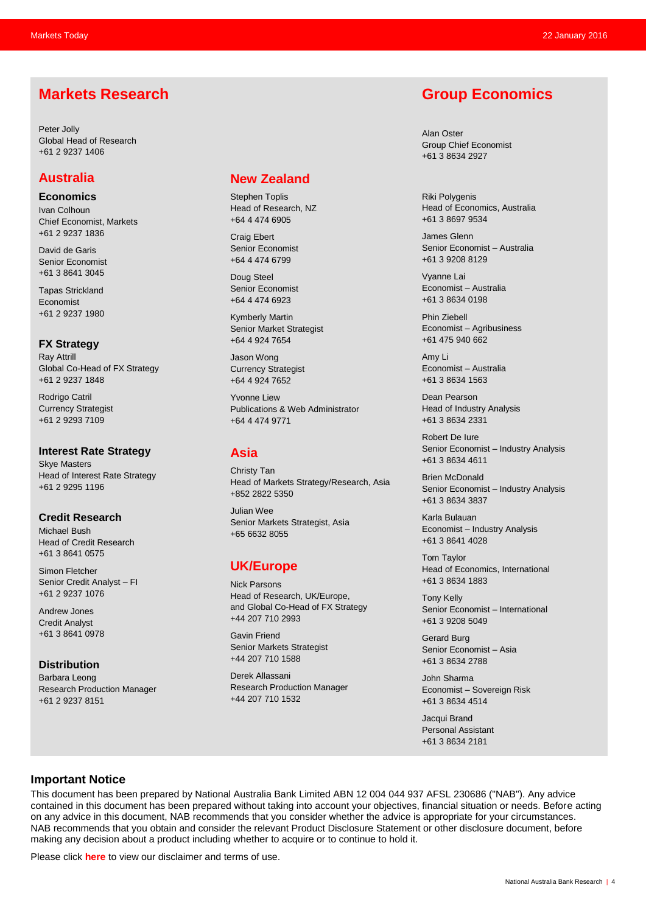# Markets Research

Peter Jolly
Global Head of Research
+61 2 9237 1406

## Australia

### Economics

Ivan Colhoun
Chief Economist, Markets
+61 2 9237 1836

David de Garis
Senior Economist
+61 3 8641 3045

Tapas Strickland
Economist
+61 2 9237 1980

### FX Strategy

Ray Attrill
Global Co-Head of FX Strategy
+61 2 9237 1848

Rodrigo Catril
Currency Strategist
+61 2 9293 7109

### Interest Rate Strategy

Skye Masters
Head of Interest Rate Strategy
+61 2 9295 1196

### Credit Research

Michael Bush
Head of Credit Research
+61 3 8641 0575

Simon Fletcher
Senior Credit Analyst – FI
+61 2 9237 1076

Andrew Jones
Credit Analyst
+61 3 8641 0978

### Distribution

Barbara Leong
Research Production Manager
+61 2 9237 8151

## New Zealand

Stephen Toplis
Head of Research, NZ
+64 4 474 6905

Craig Ebert
Senior Economist
+64 4 474 6799

Doug Steel
Senior Economist
+64 4 474 6923

Kymberly Martin
Senior Market Strategist
+64 4 924 7654

Jason Wong
Currency Strategist
+64 4 924 7652

Yvonne Liew
Publications & Web Administrator
+64 4 474 9771

## Asia

Christy Tan
Head of Markets Strategy/Research, Asia
+852 2822 5350

Julian Wee
Senior Markets Strategist, Asia
+65 6632 8055

## UK/Europe

Nick Parsons
Head of Research, UK/Europe,
and Global Co-Head of FX Strategy
+44 207 710 2993

Gavin Friend
Senior Markets Strategist
+44 207 710 1588

Derek Allassani
Research Production Manager
+44 207 710 1532

# Group Economics

Alan Oster
Group Chief Economist
+61 3 8634 2927

Riki Polygenis
Head of Economics, Australia
+61 3 8697 9534

James Glenn
Senior Economist – Australia
+61 3 9208 8129

Vyanne Lai
Economist – Australia
+61 3 8634 0198

Phin Ziebell
Economist – Agribusiness
+61 475 940 662

Amy Li
Economist – Australia
+61 3 8634 1563

Dean Pearson
Head of Industry Analysis
+61 3 8634 2331

Robert De Iure
Senior Economist – Industry Analysis
+61 3 8634 4611

Brien McDonald
Senior Economist – Industry Analysis
+61 3 8634 3837

Karla Bulauan
Economist – Industry Analysis
+61 3 8641 4028

Tom Taylor
Head of Economics, International
+61 3 8634 1883

Tony Kelly
Senior Economist – International
+61 3 9208 5049

Gerard Burg
Senior Economist – Asia
+61 3 8634 2788

John Sharma
Economist – Sovereign Risk
+61 3 8634 4514

Jacqui Brand
Personal Assistant
+61 3 8634 2181

### Important Notice

This document has been prepared by National Australia Bank Limited ABN 12 004 044 937 AFSL 230686 ("NAB"). Any advice contained in this document has been prepared without taking into account your objectives, financial situation or needs. Before acting on any advice in this document, NAB recommends that you consider whether the advice is appropriate for your circumstances. NAB recommends that you obtain and consider the relevant Product Disclosure Statement or other disclosure document, before making any decision about a product including whether to acquire or to continue to hold it.

Please click **here** to view our disclaimer and terms of use.